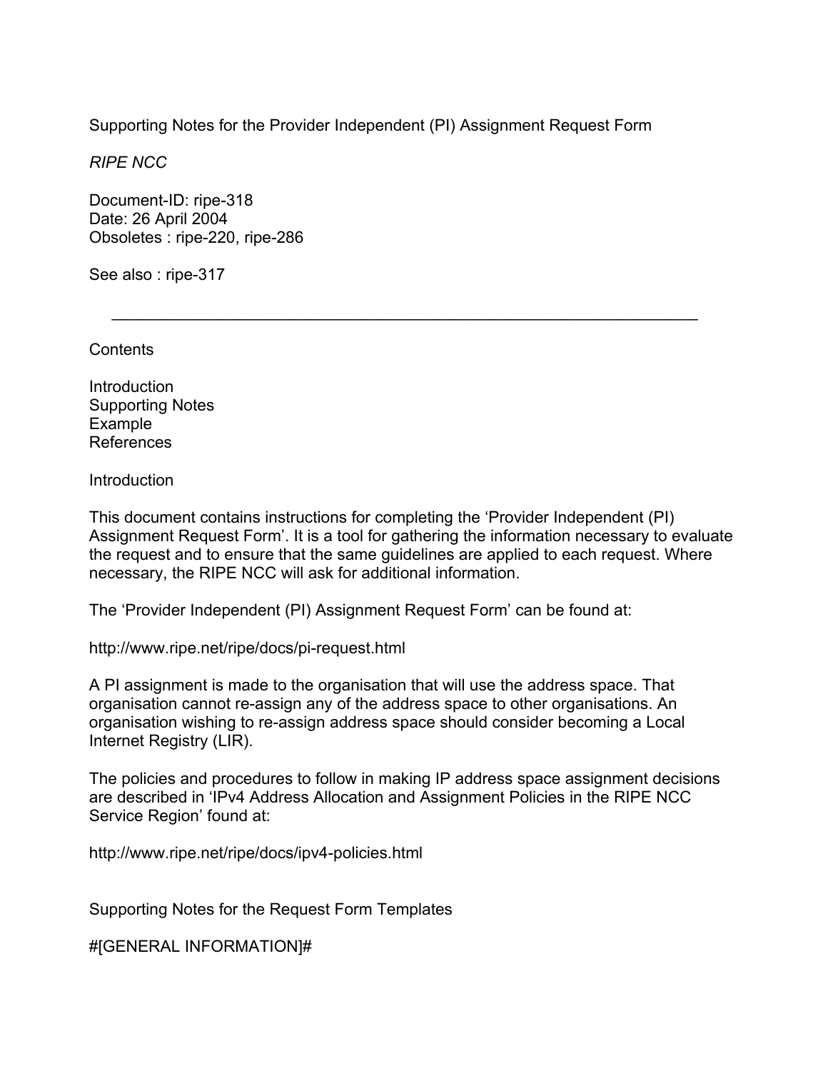# Supporting Notes for the Provider Independent (PI) Assignment Request Form

*RIPE NCC*

Document-ID: ripe-318
Date: 26 April 2004
Obsoletes : ripe-220, ripe-286

See also : ripe-317

---

## Contents

Introduction
Supporting Notes
Example
References

## Introduction

This document contains instructions for completing the 'Provider Independent (PI) Assignment Request Form'. It is a tool for gathering the information necessary to evaluate the request and to ensure that the same guidelines are applied to each request. Where necessary, the RIPE NCC will ask for additional information.

The 'Provider Independent (PI) Assignment Request Form' can be found at:

http://www.ripe.net/ripe/docs/pi-request.html

A PI assignment is made to the organisation that will use the address space. That organisation cannot re-assign any of the address space to other organisations. An organisation wishing to re-assign address space should consider becoming a Local Internet Registry (LIR).

The policies and procedures to follow in making IP address space assignment decisions are described in 'IPv4 Address Allocation and Assignment Policies in the RIPE NCC Service Region' found at:

http://www.ripe.net/ripe/docs/ipv4-policies.html

## Supporting Notes for the Request Form Templates

#[GENERAL INFORMATION]#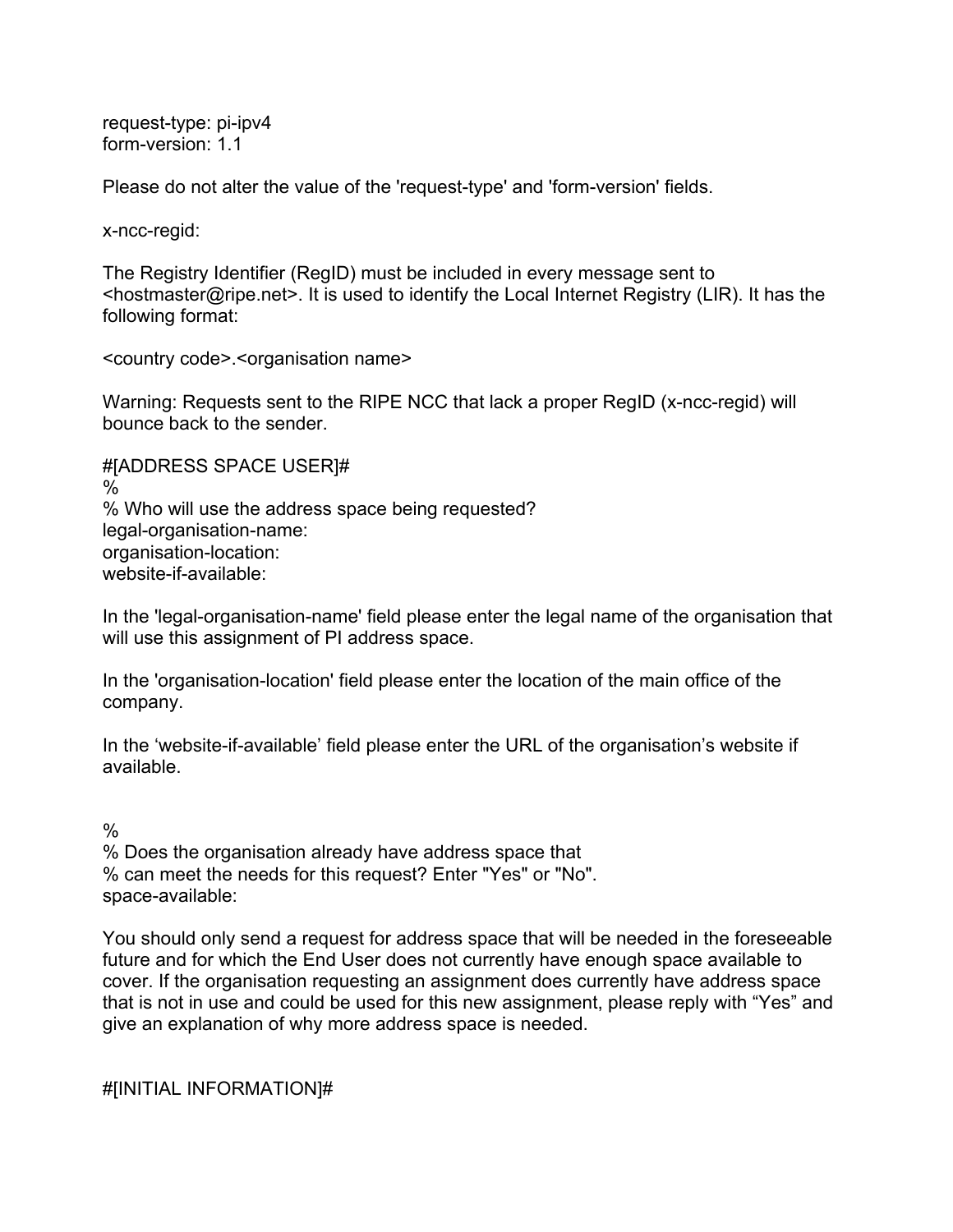request-type: pi-ipv4
form-version: 1.1

Please do not alter the value of the 'request-type' and 'form-version' fields.

x-ncc-regid:

The Registry Identifier (RegID) must be included in every message sent to <hostmaster@ripe.net>. It is used to identify the Local Internet Registry (LIR). It has the following format:

<country code>.<organisation name>

Warning: Requests sent to the RIPE NCC that lack a proper RegID (x-ncc-regid) will bounce back to the sender.

#[ADDRESS SPACE USER]#
%
% Who will use the address space being requested?
legal-organisation-name:
organisation-location:
website-if-available:

In the 'legal-organisation-name' field please enter the legal name of the organisation that will use this assignment of PI address space.

In the 'organisation-location' field please enter the location of the main office of the company.

In the ‘website-if-available’ field please enter the URL of the organisation’s website if available.

%
% Does the organisation already have address space that
% can meet the needs for this request? Enter "Yes" or "No".
space-available:

You should only send a request for address space that will be needed in the foreseeable future and for which the End User does not currently have enough space available to cover. If the organisation requesting an assignment does currently have address space that is not in use and could be used for this new assignment, please reply with “Yes” and give an explanation of why more address space is needed.

#[INITIAL INFORMATION]#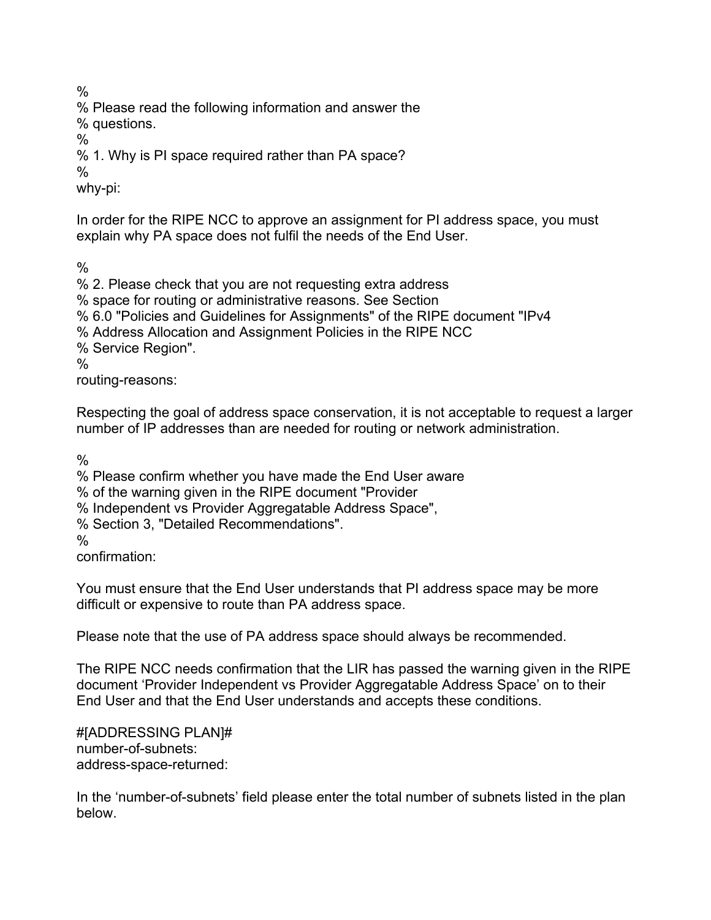%
% Please read the following information and answer the
% questions.
%
% 1. Why is PI space required rather than PA space?
%
why-pi:

In order for the RIPE NCC to approve an assignment for PI address space, you must explain why PA space does not fulfil the needs of the End User.

%
% 2. Please check that you are not requesting extra address
% space for routing or administrative reasons. See Section
% 6.0 "Policies and Guidelines for Assignments" of the RIPE document "IPv4
% Address Allocation and Assignment Policies in the RIPE NCC
% Service Region".
%
routing-reasons:

Respecting the goal of address space conservation, it is not acceptable to request a larger number of IP addresses than are needed for routing or network administration.

%
% Please confirm whether you have made the End User aware
% of the warning given in the RIPE document "Provider
% Independent vs Provider Aggregatable Address Space",
% Section 3, "Detailed Recommendations".
%
confirmation:

You must ensure that the End User understands that PI address space may be more difficult or expensive to route than PA address space.

Please note that the use of PA address space should always be recommended.

The RIPE NCC needs confirmation that the LIR has passed the warning given in the RIPE document 'Provider Independent vs Provider Aggregatable Address Space' on to their End User and that the End User understands and accepts these conditions.

#[ADDRESSING PLAN]#
number-of-subnets:
address-space-returned:

In the 'number-of-subnets' field please enter the total number of subnets listed in the plan below.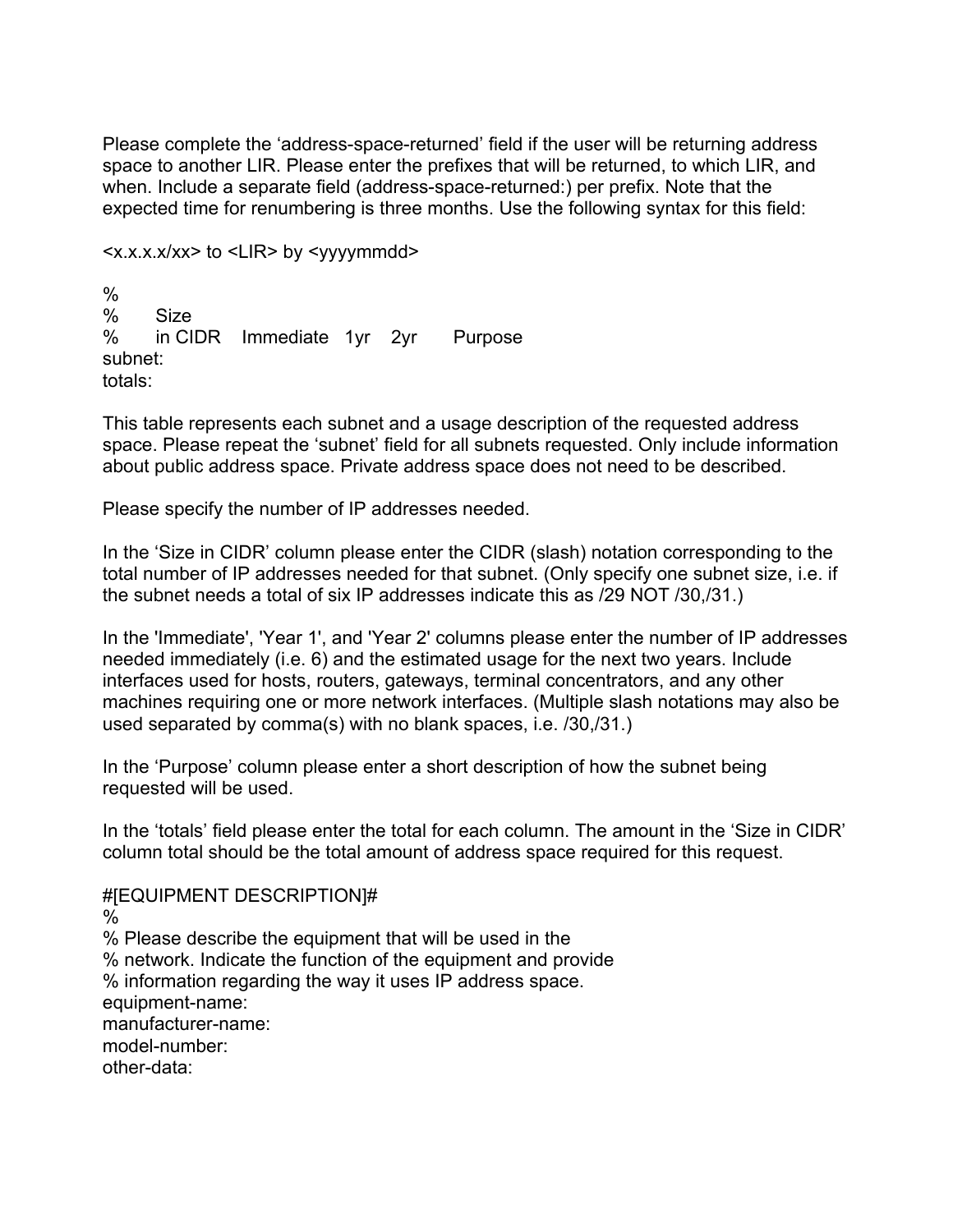Please complete the ‘address-space-returned’ field if the user will be returning address space to another LIR. Please enter the prefixes that will be returned, to which LIR, and when. Include a separate field (address-space-returned:) per prefix. Note that the expected time for renumbering is three months. Use the following syntax for this field:

<x.x.x.x/xx> to <LIR> by <yyyymmdd>

```
%
%       Size
%       in CIDR    Immediate   1yr    2yr       Purpose
subnet:
totals:
```

This table represents each subnet and a usage description of the requested address space. Please repeat the ‘subnet’ field for all subnets requested. Only include information about public address space. Private address space does not need to be described.

Please specify the number of IP addresses needed.

In the ‘Size in CIDR’ column please enter the CIDR (slash) notation corresponding to the total number of IP addresses needed for that subnet. (Only specify one subnet size, i.e. if the subnet needs a total of six IP addresses indicate this as /29 NOT /30,/31.)

In the 'Immediate', 'Year 1', and 'Year 2' columns please enter the number of IP addresses needed immediately (i.e. 6) and the estimated usage for the next two years. Include interfaces used for hosts, routers, gateways, terminal concentrators, and any other machines requiring one or more network interfaces. (Multiple slash notations may also be used separated by comma(s) with no blank spaces, i.e. /30,/31.)

In the ‘Purpose’ column please enter a short description of how the subnet being requested will be used.

In the ‘totals’ field please enter the total for each column. The amount in the ‘Size in CIDR’ column total should be the total amount of address space required for this request.

```
#[EQUIPMENT DESCRIPTION]#
%
% Please describe the equipment that will be used in the
% network. Indicate the function of the equipment and provide
% information regarding the way it uses IP address space.
equipment-name:
manufacturer-name:
model-number:
other-data:
```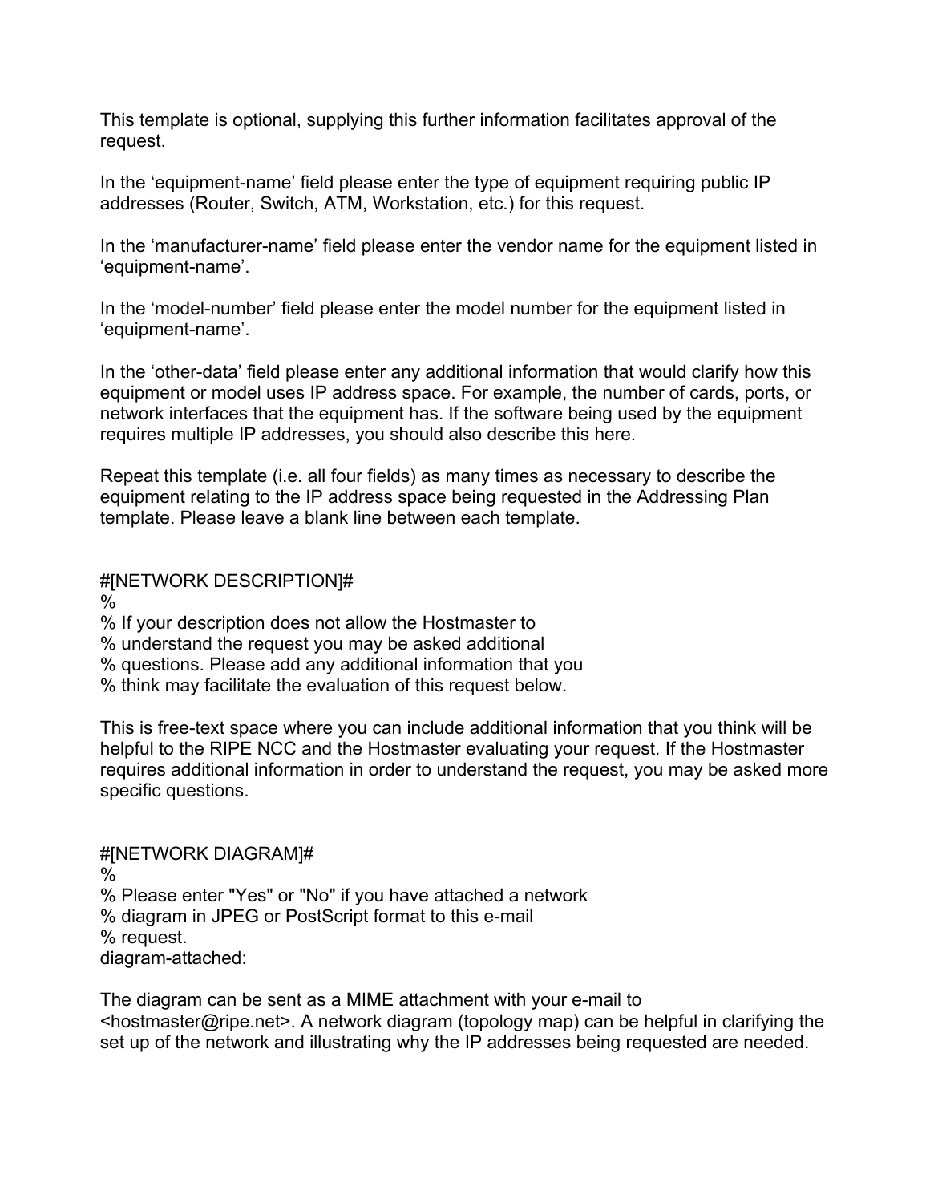This template is optional, supplying this further information facilitates approval of the request.

In the ‘equipment-name’ field please enter the type of equipment requiring public IP addresses (Router, Switch, ATM, Workstation, etc.) for this request.

In the ‘manufacturer-name’ field please enter the vendor name for the equipment listed in ‘equipment-name’.

In the ‘model-number’ field please enter the model number for the equipment listed in ‘equipment-name’.

In the ‘other-data’ field please enter any additional information that would clarify how this equipment or model uses IP address space. For example, the number of cards, ports, or network interfaces that the equipment has. If the software being used by the equipment requires multiple IP addresses, you should also describe this here.

Repeat this template (i.e. all four fields) as many times as necessary to describe the equipment relating to the IP address space being requested in the Addressing Plan template. Please leave a blank line between each template.

```
#[NETWORK DESCRIPTION]#
%
% If your description does not allow the Hostmaster to
% understand the request you may be asked additional
% questions. Please add any additional information that you
% think may facilitate the evaluation of this request below.
```

This is free-text space where you can include additional information that you think will be helpful to the RIPE NCC and the Hostmaster evaluating your request. If the Hostmaster requires additional information in order to understand the request, you may be asked more specific questions.

```
#[NETWORK DIAGRAM]#
%
% Please enter "Yes" or "No" if you have attached a network
% diagram in JPEG or PostScript format to this e-mail
% request.
diagram-attached:
```

The diagram can be sent as a MIME attachment with your e-mail to <hostmaster@ripe.net>. A network diagram (topology map) can be helpful in clarifying the set up of the network and illustrating why the IP addresses being requested are needed.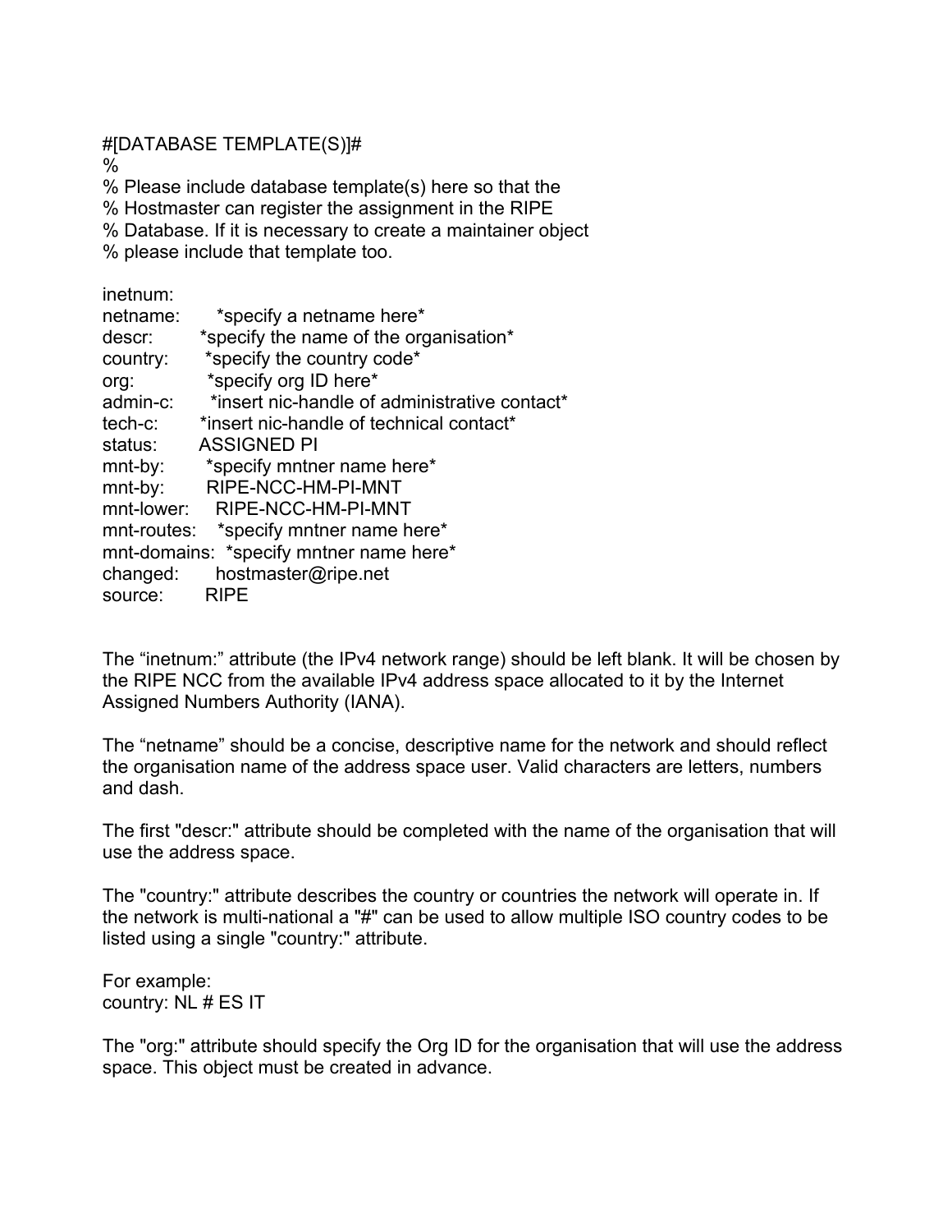```
#[DATABASE TEMPLATE(S)]#
%
% Please include database template(s) here so that the
% Hostmaster can register the assignment in the RIPE
% Database. If it is necessary to create a maintainer object
% please include that template too.

inetnum:
netname:       *specify a netname here*
descr:         *specify the name of the organisation*
country:       *specify the country code*
org:           *specify org ID here*
admin-c:       *insert nic-handle of administrative contact*
tech-c:        *insert nic-handle of technical contact*
status:        ASSIGNED PI
mnt-by:        *specify mntner name here*
mnt-by:        RIPE-NCC-HM-PI-MNT
mnt-lower:     RIPE-NCC-HM-PI-MNT
mnt-routes:    *specify mntner name here*
mnt-domains:   *specify mntner name here*
changed:       hostmaster@ripe.net
source:        RIPE
```

The “inetnum:” attribute (the IPv4 network range) should be left blank. It will be chosen by the RIPE NCC from the available IPv4 address space allocated to it by the Internet Assigned Numbers Authority (IANA).

The “netname” should be a concise, descriptive name for the network and should reflect the organisation name of the address space user. Valid characters are letters, numbers and dash.

The first "descr:" attribute should be completed with the name of the organisation that will use the address space.

The "country:" attribute describes the country or countries the network will operate in. If the network is multi-national a "#" can be used to allow multiple ISO country codes to be listed using a single "country:" attribute.

For example:
country: NL # ES IT

The "org:" attribute should specify the Org ID for the organisation that will use the address space. This object must be created in advance.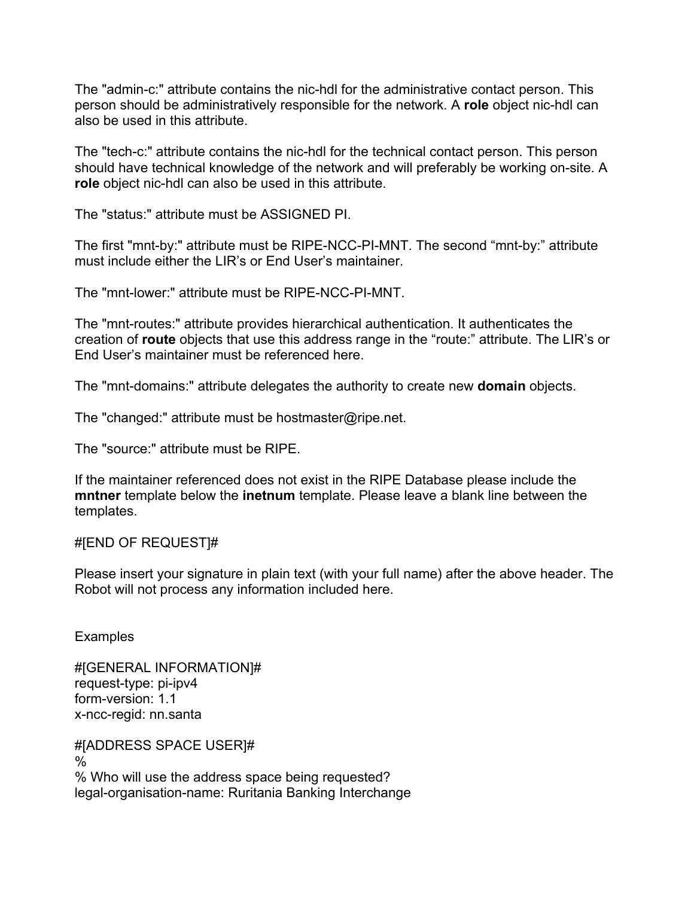The "admin-c:" attribute contains the nic-hdl for the administrative contact person. This person should be administratively responsible for the network. A **role** object nic-hdl can also be used in this attribute.

The "tech-c:" attribute contains the nic-hdl for the technical contact person. This person should have technical knowledge of the network and will preferably be working on-site. A **role** object nic-hdl can also be used in this attribute.

The "status:" attribute must be ASSIGNED PI.

The first "mnt-by:" attribute must be RIPE-NCC-PI-MNT. The second "mnt-by:" attribute must include either the LIR's or End User's maintainer.

The "mnt-lower:" attribute must be RIPE-NCC-PI-MNT.

The "mnt-routes:" attribute provides hierarchical authentication. It authenticates the creation of **route** objects that use this address range in the "route:" attribute. The LIR's or End User's maintainer must be referenced here.

The "mnt-domains:" attribute delegates the authority to create new **domain** objects.

The "changed:" attribute must be hostmaster@ripe.net.

The "source:" attribute must be RIPE.

If the maintainer referenced does not exist in the RIPE Database please include the **mntner** template below the **inetnum** template. Please leave a blank line between the templates.

#[END OF REQUEST]#

Please insert your signature in plain text (with your full name) after the above header. The Robot will not process any information included here.

Examples

#[GENERAL INFORMATION]#
request-type: pi-ipv4
form-version: 1.1
x-ncc-regid: nn.santa

#[ADDRESS SPACE USER]#
%
% Who will use the address space being requested?
legal-organisation-name: Ruritania Banking Interchange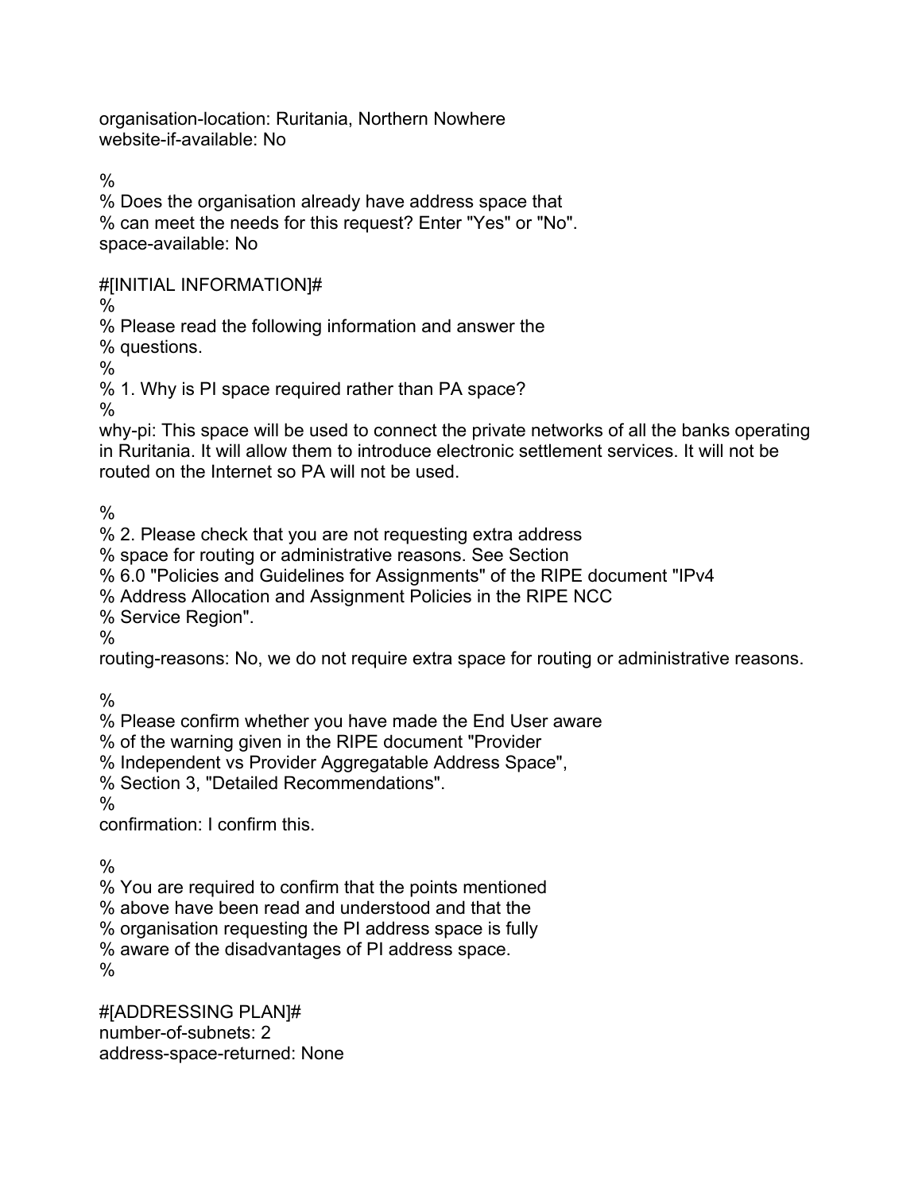organisation-location: Ruritania, Northern Nowhere
website-if-available: No

%
% Does the organisation already have address space that
% can meet the needs for this request? Enter "Yes" or "No".
space-available: No

#[INITIAL INFORMATION]#
%
% Please read the following information and answer the
% questions.
%
% 1. Why is PI space required rather than PA space?
%
why-pi: This space will be used to connect the private networks of all the banks operating in Ruritania. It will allow them to introduce electronic settlement services. It will not be routed on the Internet so PA will not be used.

%
% 2. Please check that you are not requesting extra address
% space for routing or administrative reasons. See Section
% 6.0 "Policies and Guidelines for Assignments" of the RIPE document "IPv4
% Address Allocation and Assignment Policies in the RIPE NCC
% Service Region".
%
routing-reasons: No, we do not require extra space for routing or administrative reasons.

%
% Please confirm whether you have made the End User aware
% of the warning given in the RIPE document "Provider
% Independent vs Provider Aggregatable Address Space",
% Section 3, "Detailed Recommendations".
%
confirmation: I confirm this.

%
% You are required to confirm that the points mentioned
% above have been read and understood and that the
% organisation requesting the PI address space is fully
% aware of the disadvantages of PI address space.
%

#[ADDRESSING PLAN]#
number-of-subnets: 2
address-space-returned: None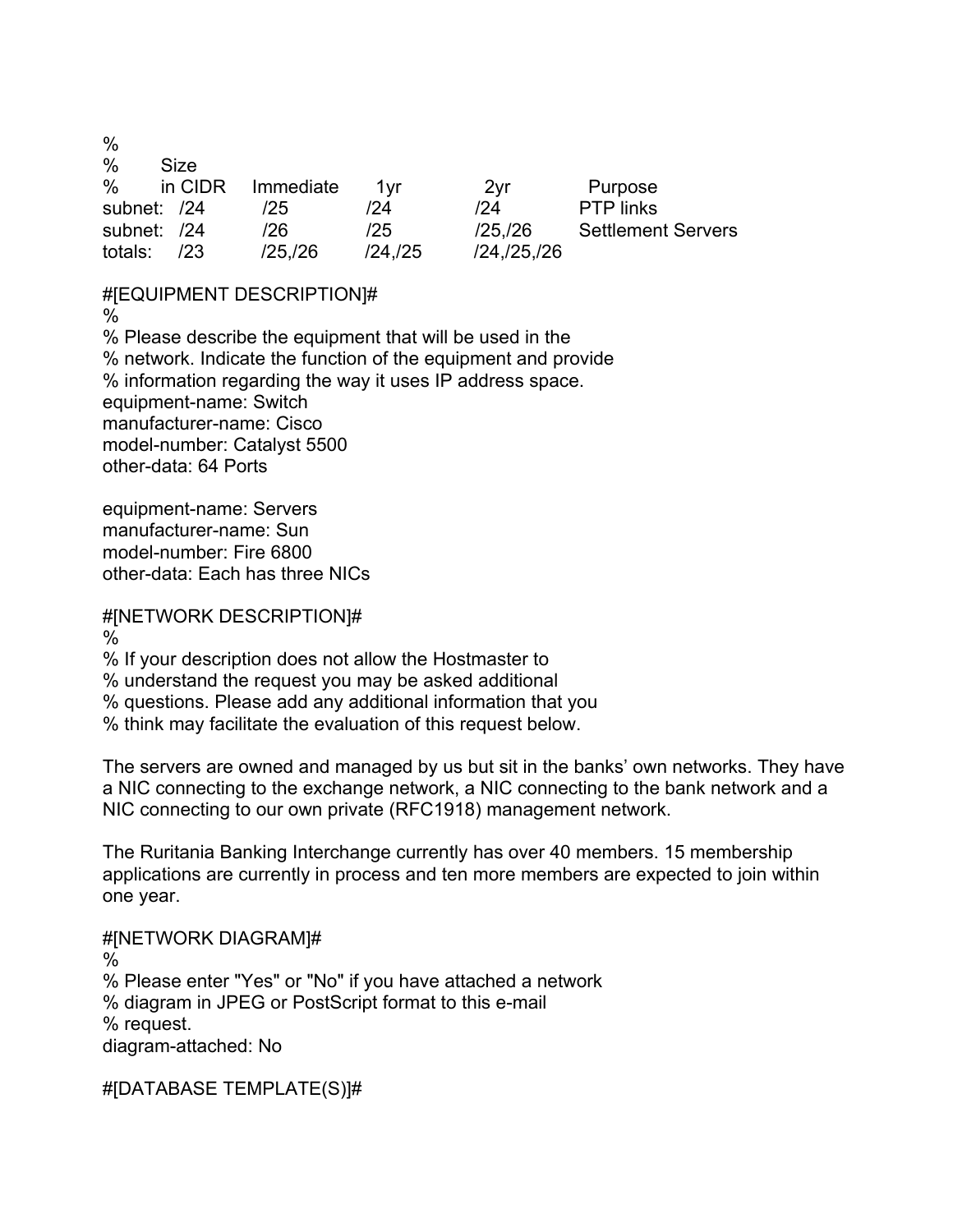```
%
%       Size
%       in CIDR    Immediate      1yr          2yr          Purpose
subnet:  /24        /25          /24          /24          PTP links
subnet:  /24        /26          /25          /25,/26      Settlement Servers
totals:  /23        /25,/26      /24,/25      /24,/25,/26
```

#[EQUIPMENT DESCRIPTION]#
%
% Please describe the equipment that will be used in the
% network. Indicate the function of the equipment and provide
% information regarding the way it uses IP address space.
equipment-name: Switch
manufacturer-name: Cisco
model-number: Catalyst 5500
other-data: 64 Ports

equipment-name: Servers
manufacturer-name: Sun
model-number: Fire 6800
other-data: Each has three NICs

#[NETWORK DESCRIPTION]#
%
% If your description does not allow the Hostmaster to
% understand the request you may be asked additional
% questions. Please add any additional information that you
% think may facilitate the evaluation of this request below.

The servers are owned and managed by us but sit in the banks' own networks. They have a NIC connecting to the exchange network, a NIC connecting to the bank network and a NIC connecting to our own private (RFC1918) management network.

The Ruritania Banking Interchange currently has over 40 members. 15 membership applications are currently in process and ten more members are expected to join within one year.

#[NETWORK DIAGRAM]#
%
% Please enter "Yes" or "No" if you have attached a network
% diagram in JPEG or PostScript format to this e-mail
% request.
diagram-attached: No

#[DATABASE TEMPLATE(S)]#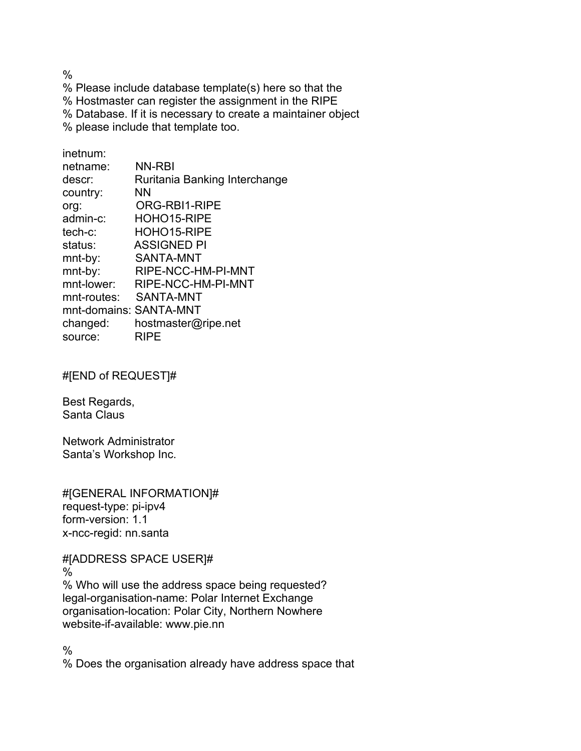%
% Please include database template(s) here so that the
% Hostmaster can register the assignment in the RIPE
% Database. If it is necessary to create a maintainer object
% please include that template too.

```
inetnum:
netname:      NN-RBI
descr:        Ruritania Banking Interchange
country:      NN
org:          ORG-RBI1-RIPE
admin-c:      HOHO15-RIPE
tech-c:       HOHO15-RIPE
status:       ASSIGNED PI
mnt-by:       SANTA-MNT
mnt-by:       RIPE-NCC-HM-PI-MNT
mnt-lower:    RIPE-NCC-HM-PI-MNT
mnt-routes:   SANTA-MNT
mnt-domains:  SANTA-MNT
changed:      hostmaster@ripe.net
source:       RIPE
```

#[END of REQUEST]#

Best Regards,
Santa Claus

Network Administrator
Santa's Workshop Inc.

#[GENERAL INFORMATION]#
request-type: pi-ipv4
form-version: 1.1
x-ncc-regid: nn.santa

#[ADDRESS SPACE USER]#
%
% Who will use the address space being requested?
legal-organisation-name: Polar Internet Exchange
organisation-location: Polar City, Northern Nowhere
website-if-available: www.pie.nn

%
% Does the organisation already have address space that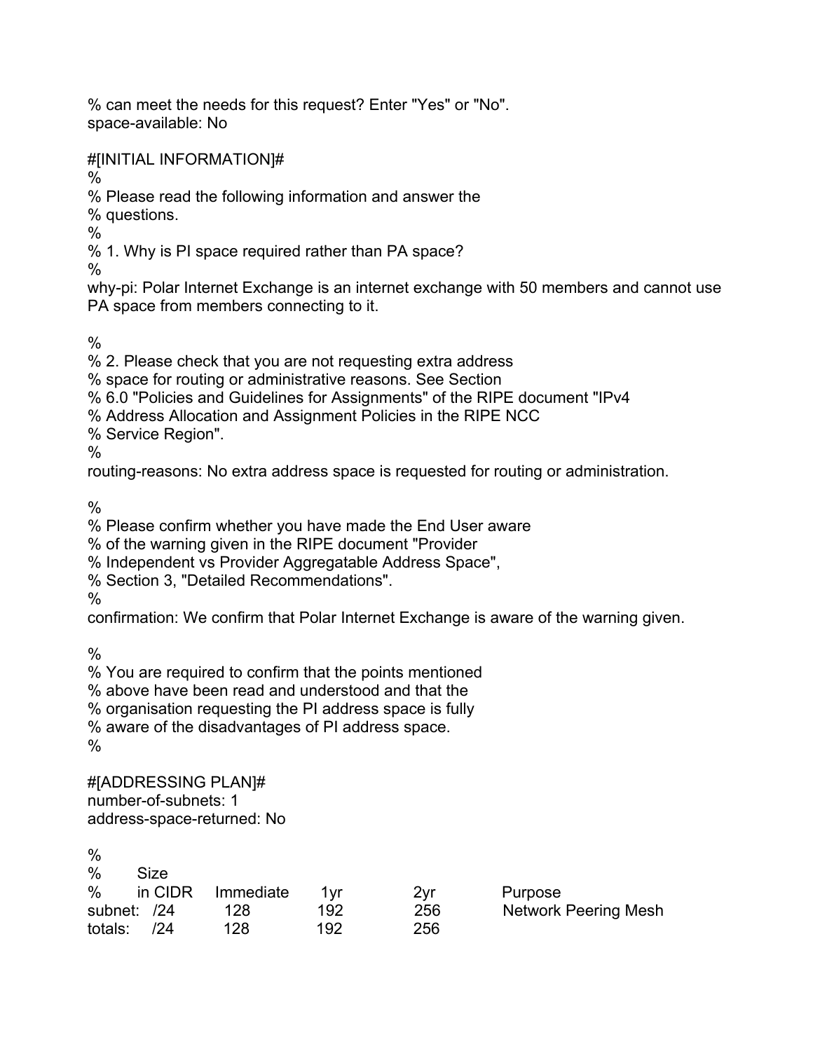% can meet the needs for this request? Enter "Yes" or "No".
space-available: No

#[INITIAL INFORMATION]#
%
% Please read the following information and answer the
% questions.
%
% 1. Why is PI space required rather than PA space?
%
why-pi: Polar Internet Exchange is an internet exchange with 50 members and cannot use PA space from members connecting to it.

%
% 2. Please check that you are not requesting extra address
% space for routing or administrative reasons. See Section
% 6.0 "Policies and Guidelines for Assignments" of the RIPE document "IPv4
% Address Allocation and Assignment Policies in the RIPE NCC
% Service Region".
%
routing-reasons: No extra address space is requested for routing or administration.

%
% Please confirm whether you have made the End User aware
% of the warning given in the RIPE document "Provider
% Independent vs Provider Aggregatable Address Space",
% Section 3, "Detailed Recommendations".
%
confirmation: We confirm that Polar Internet Exchange is aware of the warning given.

%
% You are required to confirm that the points mentioned
% above have been read and understood and that the
% organisation requesting the PI address space is fully
% aware of the disadvantages of PI address space.
%

#[ADDRESSING PLAN]#
number-of-subnets: 1
address-space-returned: No

```
%
%         Size
%         in CIDR    Immediate    1yr     2yr     Purpose
subnet:   /24        128          192     256     Network Peering Mesh
totals:   /24        128          192     256
```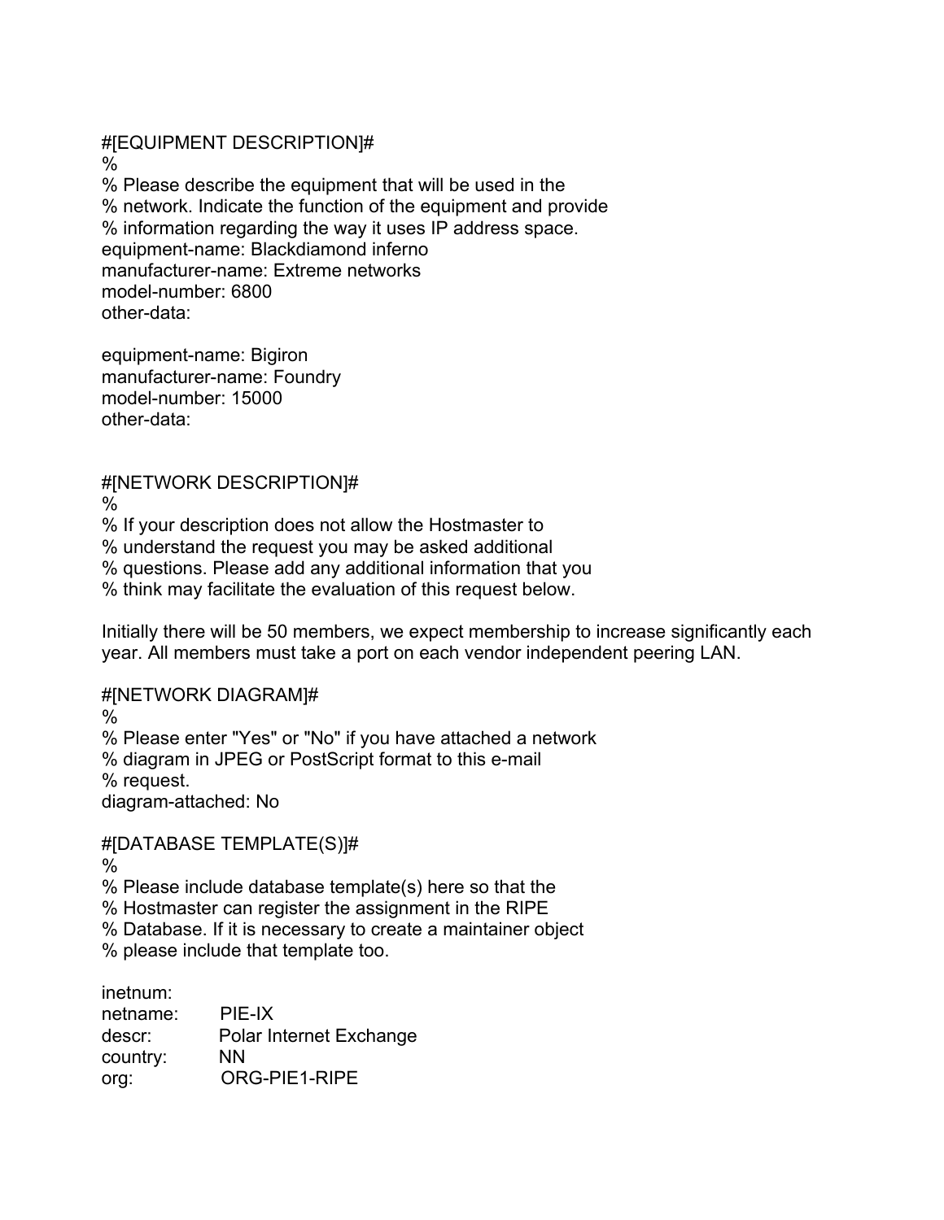#[EQUIPMENT DESCRIPTION]#
%
% Please describe the equipment that will be used in the
% network. Indicate the function of the equipment and provide
% information regarding the way it uses IP address space.
equipment-name: Blackdiamond inferno
manufacturer-name: Extreme networks
model-number: 6800
other-data:

equipment-name: Bigiron
manufacturer-name: Foundry
model-number: 15000
other-data:

#[NETWORK DESCRIPTION]#
%
% If your description does not allow the Hostmaster to
% understand the request you may be asked additional
% questions. Please add any additional information that you
% think may facilitate the evaluation of this request below.

Initially there will be 50 members, we expect membership to increase significantly each year. All members must take a port on each vendor independent peering LAN.

#[NETWORK DIAGRAM]#
%
% Please enter "Yes" or "No" if you have attached a network
% diagram in JPEG or PostScript format to this e-mail
% request.
diagram-attached: No

#[DATABASE TEMPLATE(S)]#
%
% Please include database template(s) here so that the
% Hostmaster can register the assignment in the RIPE
% Database. If it is necessary to create a maintainer object
% please include that template too.

```
inetnum:
netname:     PIE-IX
descr:       Polar Internet Exchange
country:     NN
org:         ORG-PIE1-RIPE
```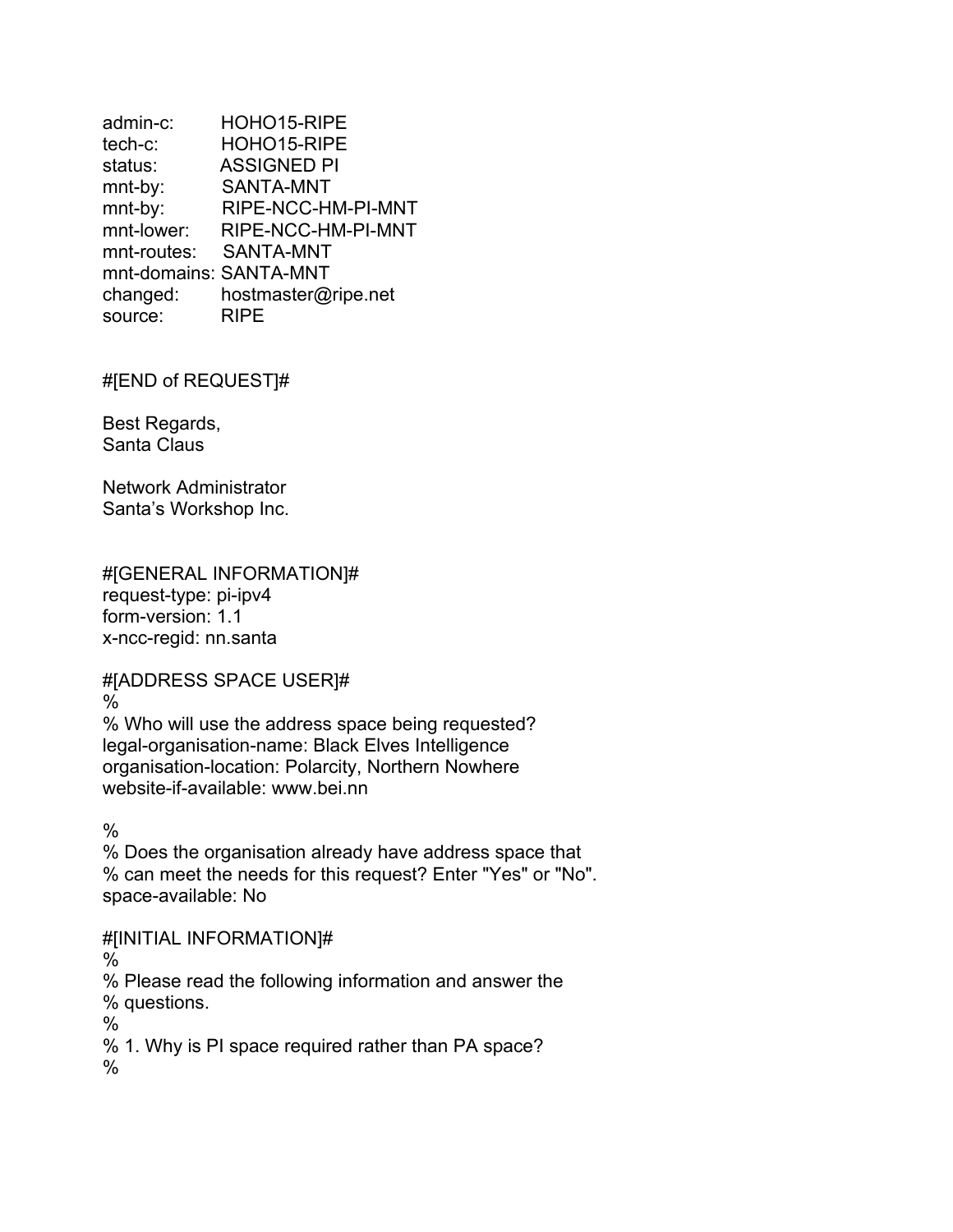```
admin-c:        HOHO15-RIPE
tech-c:         HOHO15-RIPE
status:         ASSIGNED PI
mnt-by:         SANTA-MNT
mnt-by:         RIPE-NCC-HM-PI-MNT
mnt-lower:      RIPE-NCC-HM-PI-MNT
mnt-routes:     SANTA-MNT
mnt-domains: SANTA-MNT
changed:        hostmaster@ripe.net
source:         RIPE
```

#[END of REQUEST]#

Best Regards,
Santa Claus

Network Administrator
Santa's Workshop Inc.

```
#[GENERAL INFORMATION]#
request-type: pi-ipv4
form-version: 1.1
x-ncc-regid: nn.santa

#[ADDRESS SPACE USER]#
%
% Who will use the address space being requested?
legal-organisation-name: Black Elves Intelligence
organisation-location: Polarcity, Northern Nowhere
website-if-available: www.bei.nn

%
% Does the organisation already have address space that
% can meet the needs for this request? Enter "Yes" or "No".
space-available: No

#[INITIAL INFORMATION]#
%
% Please read the following information and answer the
% questions.
%
% 1. Why is PI space required rather than PA space?
%
```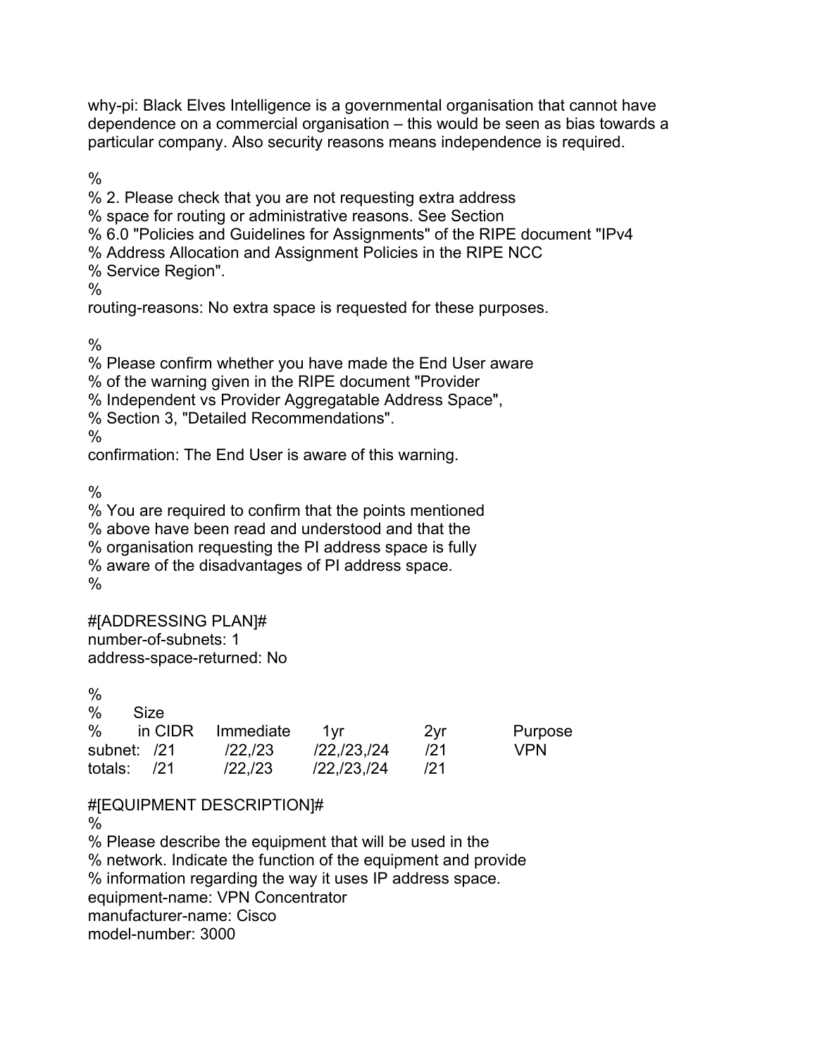why-pi: Black Elves Intelligence is a governmental organisation that cannot have dependence on a commercial organisation – this would be seen as bias towards a particular company. Also security reasons means independence is required.

```
%
% 2. Please check that you are not requesting extra address
% space for routing or administrative reasons. See Section
% 6.0 "Policies and Guidelines for Assignments" of the RIPE document "IPv4
% Address Allocation and Assignment Policies in the RIPE NCC
% Service Region".
%
routing-reasons: No extra space is requested for these purposes.

%
% Please confirm whether you have made the End User aware
% of the warning given in the RIPE document "Provider
% Independent vs Provider Aggregatable Address Space",
% Section 3, "Detailed Recommendations".
%
confirmation: The End User is aware of this warning.

%
% You are required to confirm that the points mentioned
% above have been read and understood and that the
% organisation requesting the PI address space is fully
% aware of the disadvantages of PI address space.
%

#[ADDRESSING PLAN]#
number-of-subnets: 1
address-space-returned: No

%
%       Size
%       in CIDR   Immediate   1yr          2yr    Purpose
subnet:  /21      /22,/23     /22,/23,/24  /21    VPN
totals:  /21      /22,/23     /22,/23,/24  /21

#[EQUIPMENT DESCRIPTION]#
%
% Please describe the equipment that will be used in the
% network. Indicate the function of the equipment and provide
% information regarding the way it uses IP address space.
equipment-name: VPN Concentrator
manufacturer-name: Cisco
model-number: 3000
```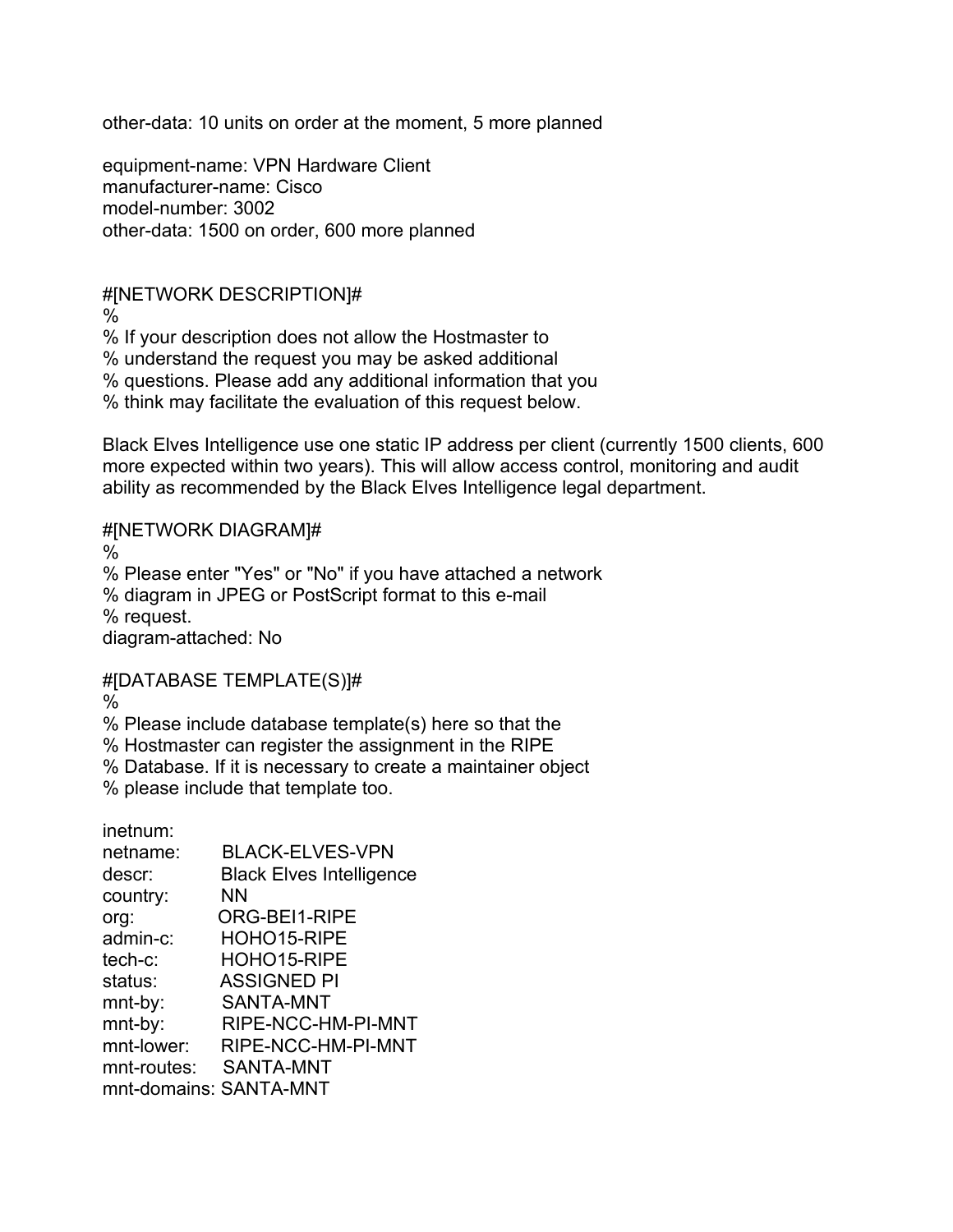other-data: 10 units on order at the moment, 5 more planned

equipment-name: VPN Hardware Client
manufacturer-name: Cisco
model-number: 3002
other-data: 1500 on order, 600 more planned

#[NETWORK DESCRIPTION]#
%
% If your description does not allow the Hostmaster to
% understand the request you may be asked additional
% questions. Please add any additional information that you
% think may facilitate the evaluation of this request below.

Black Elves Intelligence use one static IP address per client (currently 1500 clients, 600 more expected within two years). This will allow access control, monitoring and audit ability as recommended by the Black Elves Intelligence legal department.

#[NETWORK DIAGRAM]#
%
% Please enter "Yes" or "No" if you have attached a network
% diagram in JPEG or PostScript format to this e-mail
% request.
diagram-attached: No

#[DATABASE TEMPLATE(S)]#
%
% Please include database template(s) here so that the
% Hostmaster can register the assignment in the RIPE
% Database. If it is necessary to create a maintainer object
% please include that template too.

```
inetnum:
netname:      BLACK-ELVES-VPN
descr:        Black Elves Intelligence
country:      NN
org:          ORG-BEI1-RIPE
admin-c:      HOHO15-RIPE
tech-c:       HOHO15-RIPE
status:       ASSIGNED PI
mnt-by:       SANTA-MNT
mnt-by:       RIPE-NCC-HM-PI-MNT
mnt-lower:    RIPE-NCC-HM-PI-MNT
mnt-routes:   SANTA-MNT
mnt-domains: SANTA-MNT
```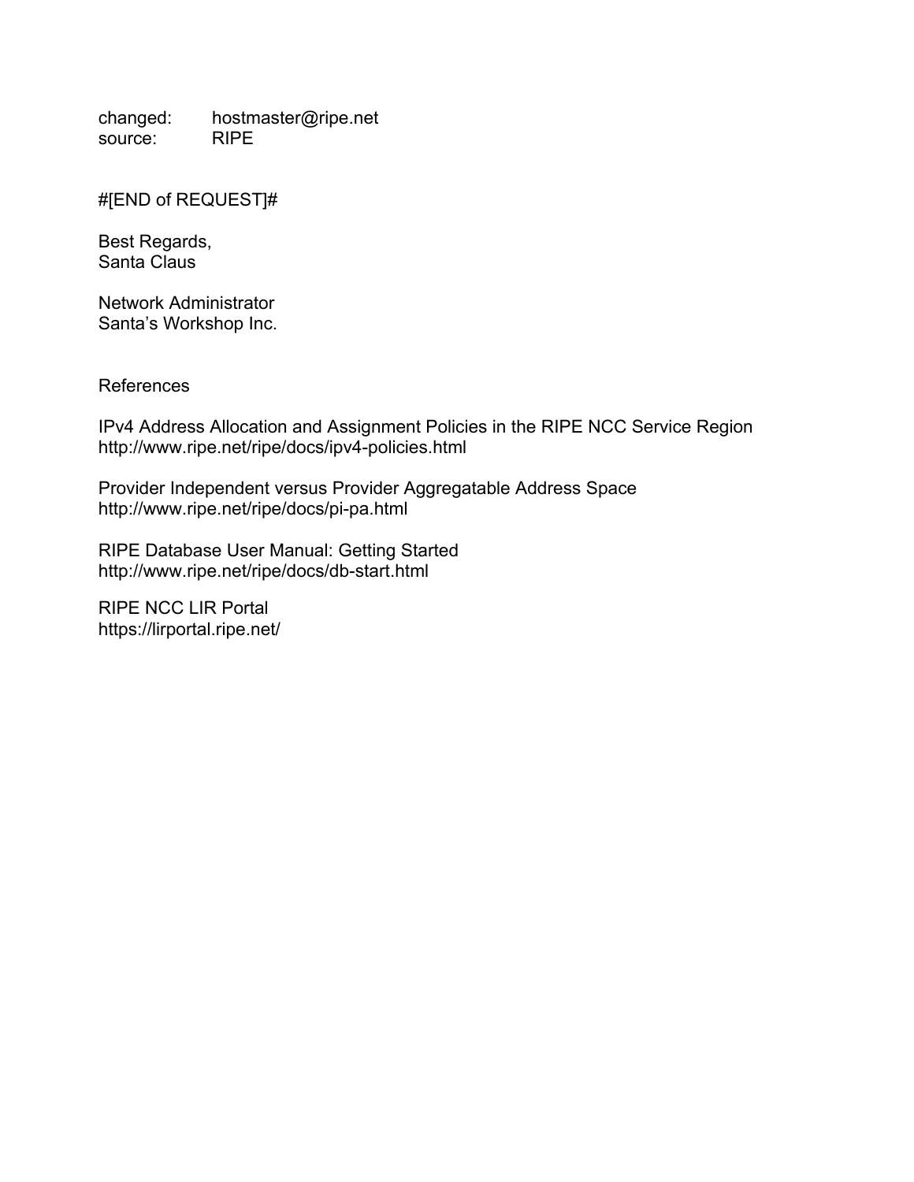```
changed:      hostmaster@ripe.net
source:       RIPE

#[END of REQUEST]#
```

Best Regards,
Santa Claus

Network Administrator
Santa's Workshop Inc.

References

IPv4 Address Allocation and Assignment Policies in the RIPE NCC Service Region
http://www.ripe.net/ripe/docs/ipv4-policies.html

Provider Independent versus Provider Aggregatable Address Space
http://www.ripe.net/ripe/docs/pi-pa.html

RIPE Database User Manual: Getting Started
http://www.ripe.net/ripe/docs/db-start.html

RIPE NCC LIR Portal
https://lirportal.ripe.net/